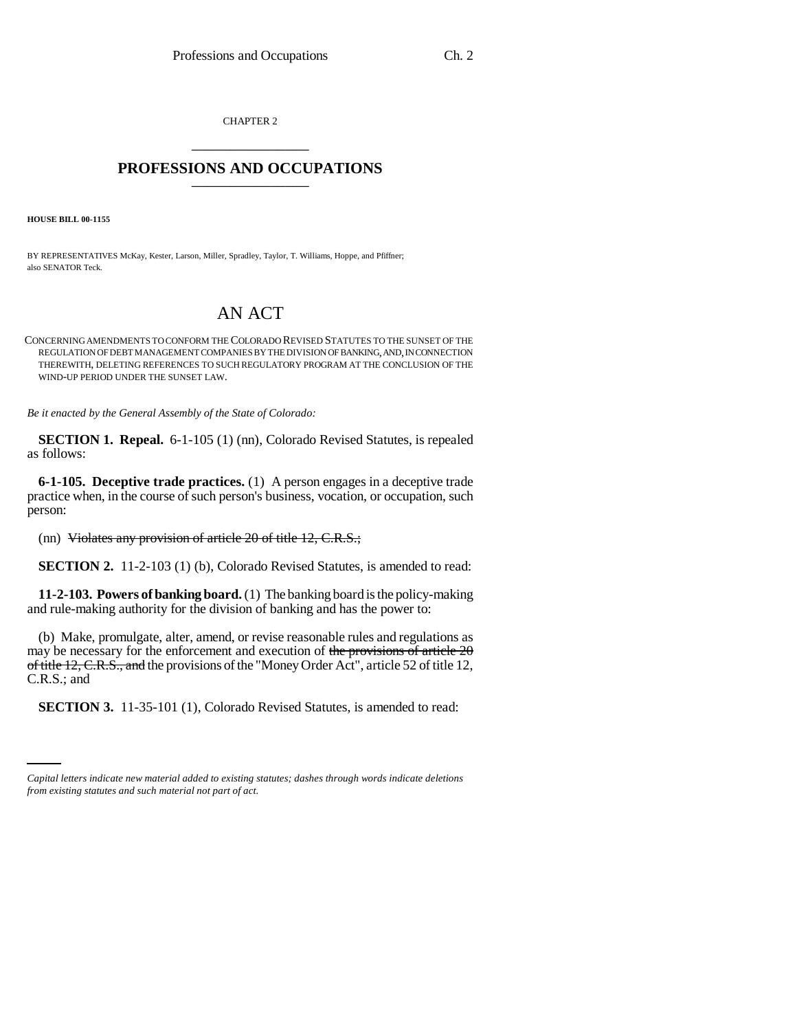CHAPTER 2

# PROFESSIONS AND OCCUPATIONS

**HOUSE BILL 00-1155**

BY REPRESENTATIVES McKay, Kester, Larson, Miller, Spradley, Taylor, T. Williams, Hoppe, and Pfiffner; also SENATOR Teck.

## AN ACT

CONCERNING AMENDMENTS TO CONFORM THE COLORADO REVISED STATUTES TO THE SUNSET OF THE REGULATION OF DEBT MANAGEMENT COMPANIES BY THE DIVISION OF BANKING, AND, IN CONNECTION THEREWITH, DELETING REFERENCES TO SUCH REGULATORY PROGRAM AT THE CONCLUSION OF THE WIND-UP PERIOD UNDER THE SUNSET LAW.

*Be it enacted by the General Assembly of the State of Colorado:*

**SECTION 1. Repeal.** 6-1-105 (1) (nn), Colorado Revised Statutes, is repealed as follows:

**6-1-105. Deceptive trade practices.** (1) A person engages in a deceptive trade practice when, in the course of such person's business, vocation, or occupation, such person:

(nn) ~~Violates any provision of article 20 of title 12, C.R.S.;~~

**SECTION 2.** 11-2-103 (1) (b), Colorado Revised Statutes, is amended to read:

**11-2-103. Powers of banking board.** (1) The banking board is the policy-making and rule-making authority for the division of banking and has the power to:

(b) Make, promulgate, alter, amend, or revise reasonable rules and regulations as may be necessary for the enforcement and execution of ~~the provisions of article 20 of title 12, C.R.S., and~~ the provisions of the "Money Order Act", article 52 of title 12, C.R.S.; and

**SECTION 3.** 11-35-101 (1), Colorado Revised Statutes, is amended to read:

*Capital letters indicate new material added to existing statutes; dashes through words indicate deletions from existing statutes and such material not part of act.*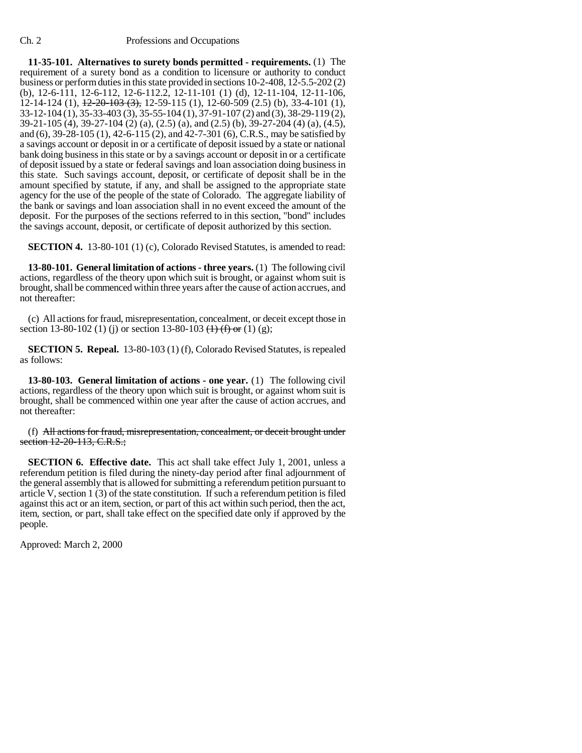**11-35-101. Alternatives to surety bonds permitted - requirements.** (1) The requirement of a surety bond as a condition to licensure or authority to conduct business or perform duties in this state provided in sections 10-2-408, 12-5.5-202 (2) (b), 12-6-111, 12-6-112, 12-6-112.2, 12-11-101 (1) (d), 12-11-104, 12-11-106, 12-14-124 (1), ~~12-20-103 (3),~~ 12-59-115 (1), 12-60-509 (2.5) (b), 33-4-101 (1), 33-12-104 (1), 35-33-403 (3), 35-55-104 (1), 37-91-107 (2) and (3), 38-29-119 (2), 39-21-105 (4), 39-27-104 (2) (a), (2.5) (a), and (2.5) (b), 39-27-204 (4) (a), (4.5), and (6), 39-28-105 (1), 42-6-115 (2), and 42-7-301 (6), C.R.S., may be satisfied by a savings account or deposit in or a certificate of deposit issued by a state or national bank doing business in this state or by a savings account or deposit in or a certificate of deposit issued by a state or federal savings and loan association doing business in this state. Such savings account, deposit, or certificate of deposit shall be in the amount specified by statute, if any, and shall be assigned to the appropriate state agency for the use of the people of the state of Colorado. The aggregate liability of the bank or savings and loan association shall in no event exceed the amount of the deposit. For the purposes of the sections referred to in this section, "bond" includes the savings account, deposit, or certificate of deposit authorized by this section.

**SECTION 4.** 13-80-101 (1) (c), Colorado Revised Statutes, is amended to read:

**13-80-101. General limitation of actions - three years.** (1) The following civil actions, regardless of the theory upon which suit is brought, or against whom suit is brought, shall be commenced within three years after the cause of action accrues, and not thereafter:

(c) All actions for fraud, misrepresentation, concealment, or deceit except those in section 13-80-102 (1) (j) or section 13-80-103 ~~(1) (f) or~~ (1) (g);

**SECTION 5. Repeal.** 13-80-103 (1) (f), Colorado Revised Statutes, is repealed as follows:

**13-80-103. General limitation of actions - one year.** (1) The following civil actions, regardless of the theory upon which suit is brought, or against whom suit is brought, shall be commenced within one year after the cause of action accrues, and not thereafter:

(f) ~~All actions for fraud, misrepresentation, concealment, or deceit brought under section 12-20-113, C.R.S.;~~

**SECTION 6. Effective date.** This act shall take effect July 1, 2001, unless a referendum petition is filed during the ninety-day period after final adjournment of the general assembly that is allowed for submitting a referendum petition pursuant to article V, section 1 (3) of the state constitution. If such a referendum petition is filed against this act or an item, section, or part of this act within such period, then the act, item, section, or part, shall take effect on the specified date only if approved by the people.

Approved: March 2, 2000